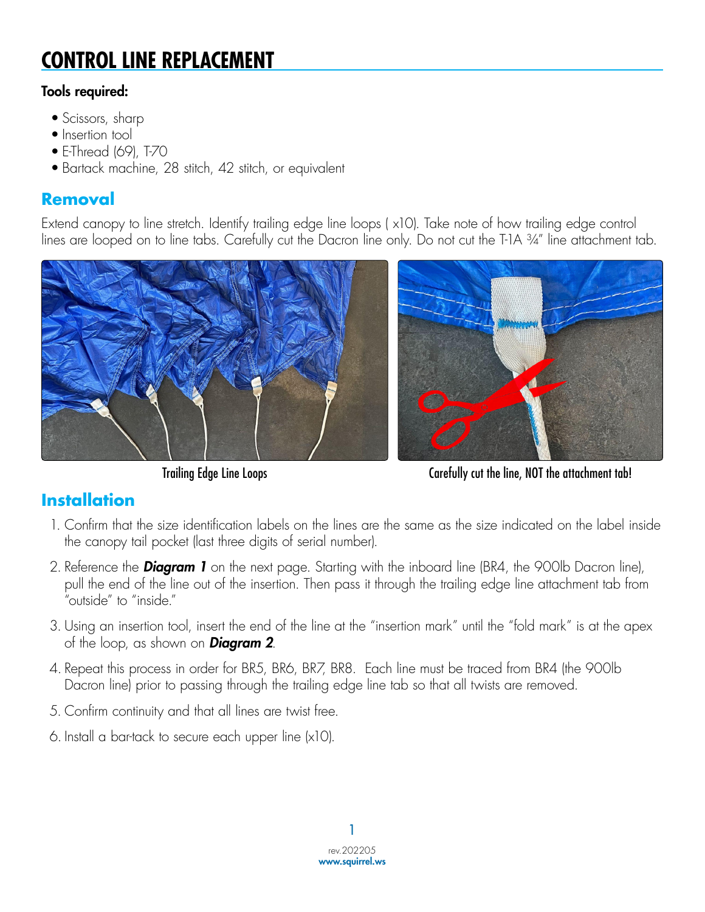# CONTROL LINE REPLACEMENT

**Tools required:**

- Scissors, sharp
- Insertion tool
- E-Thread (69), T-70
- Bartack machine, 28 stitch, 42 stitch, or equivalent

## Removal

Extend canopy to line stretch. Identify trailing edge line loops ( x10). Take note of how trailing edge control lines are looped on to line tabs. Carefully cut the Dacron line only. Do not cut the T-1A ¾" line attachment tab.

Trailing Edge Line Loops

Carefully cut the line, NOT the attachment tab!

## Installation

1. Confirm that the size identification labels on the lines are the same as the size indicated on the label inside the canopy tail pocket (last three digits of serial number).
2. Reference the ***Diagram 1*** on the next page. Starting with the inboard line (BR4, the 900lb Dacron line), pull the end of the line out of the insertion. Then pass it through the trailing edge line attachment tab from "outside" to "inside."
3. Using an insertion tool, insert the end of the line at the "insertion mark" until the "fold mark" is at the apex of the loop, as shown on ***Diagram 2***.
4. Repeat this process in order for BR5, BR6, BR7, BR8. Each line must be traced from BR4 (the 900lb Dacron line) prior to passing through the trailing edge line tab so that all twists are removed.
5. Confirm continuity and that all lines are twist free.
6. Install a bar-tack to secure each upper line (x10).

rev.202205
www.squirrel.ws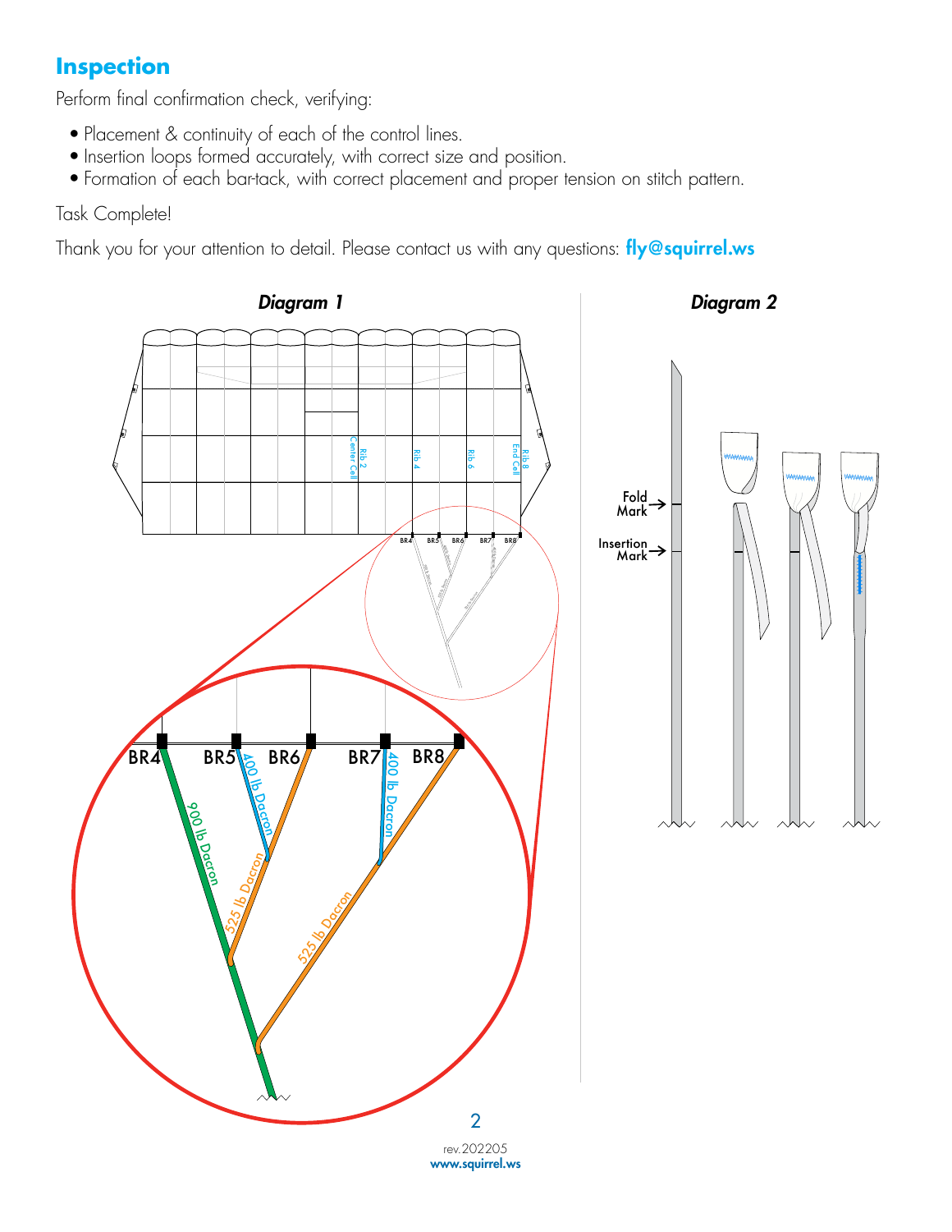## Inspection

Perform final confirmation check, verifying:

- Placement & continuity of each of the control lines.
- Insertion loops formed accurately, with correct size and position.
- Formation of each bar-tack, with correct placement and proper tension on stitch pattern.

Task Complete!

Thank you for your attention to detail. Please contact us with any questions: **fly@squirrel.ws**

***Diagram 1***

Center Cell
Rib 2
Rib 4
Rib 6
Rib 8
End Cell

BR4
BR5
BR6
BR7
BR8

400 lb Dacron
400 lb Dacron
900 lb Dacron
525 lb Dacron
525 lb Dacron

***Diagram 2***

Fold Mark
Insertion Mark

rev.202205
**www.squirrel.ws**